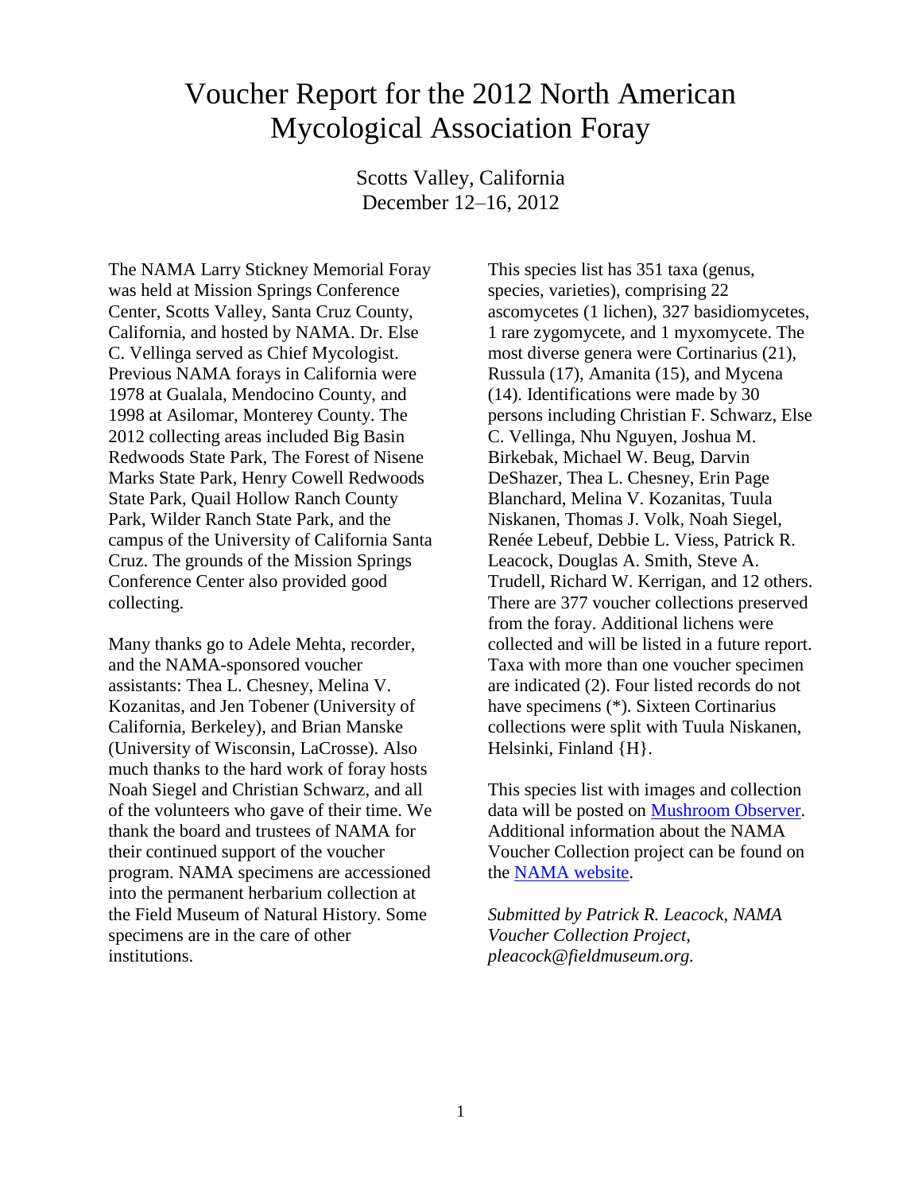# Voucher Report for the 2012 North American Mycological Association Foray

Scotts Valley, California
December 12–16, 2012

The NAMA Larry Stickney Memorial Foray was held at Mission Springs Conference Center, Scotts Valley, Santa Cruz County, California, and hosted by NAMA. Dr. Else C. Vellinga served as Chief Mycologist. Previous NAMA forays in California were 1978 at Gualala, Mendocino County, and 1998 at Asilomar, Monterey County. The 2012 collecting areas included Big Basin Redwoods State Park, The Forest of Nisene Marks State Park, Henry Cowell Redwoods State Park, Quail Hollow Ranch County Park, Wilder Ranch State Park, and the campus of the University of California Santa Cruz. The grounds of the Mission Springs Conference Center also provided good collecting.

Many thanks go to Adele Mehta, recorder, and the NAMA-sponsored voucher assistants: Thea L. Chesney, Melina V. Kozanitas, and Jen Tobener (University of California, Berkeley), and Brian Manske (University of Wisconsin, LaCrosse). Also much thanks to the hard work of foray hosts Noah Siegel and Christian Schwarz, and all of the volunteers who gave of their time. We thank the board and trustees of NAMA for their continued support of the voucher program. NAMA specimens are accessioned into the permanent herbarium collection at the Field Museum of Natural History. Some specimens are in the care of other institutions.

This species list has 351 taxa (genus, species, varieties), comprising 22 ascomycetes (1 lichen), 327 basidiomycetes, 1 rare zygomycete, and 1 myxomycete. The most diverse genera were Cortinarius (21), Russula (17), Amanita (15), and Mycena (14). Identifications were made by 30 persons including Christian F. Schwarz, Else C. Vellinga, Nhu Nguyen, Joshua M. Birkebak, Michael W. Beug, Darvin DeShazer, Thea L. Chesney, Erin Page Blanchard, Melina V. Kozanitas, Tuula Niskanen, Thomas J. Volk, Noah Siegel, Renée Lebeuf, Debbie L. Viess, Patrick R. Leacock, Douglas A. Smith, Steve A. Trudell, Richard W. Kerrigan, and 12 others. There are 377 voucher collections preserved from the foray. Additional lichens were collected and will be listed in a future report. Taxa with more than one voucher specimen are indicated (2). Four listed records do not have specimens (*). Sixteen Cortinarius collections were split with Tuula Niskanen, Helsinki, Finland {H}.

This species list with images and collection data will be posted on Mushroom Observer. Additional information about the NAMA Voucher Collection project can be found on the NAMA website.

*Submitted by Patrick R. Leacock, NAMA Voucher Collection Project, pleacock@fieldmuseum.org.*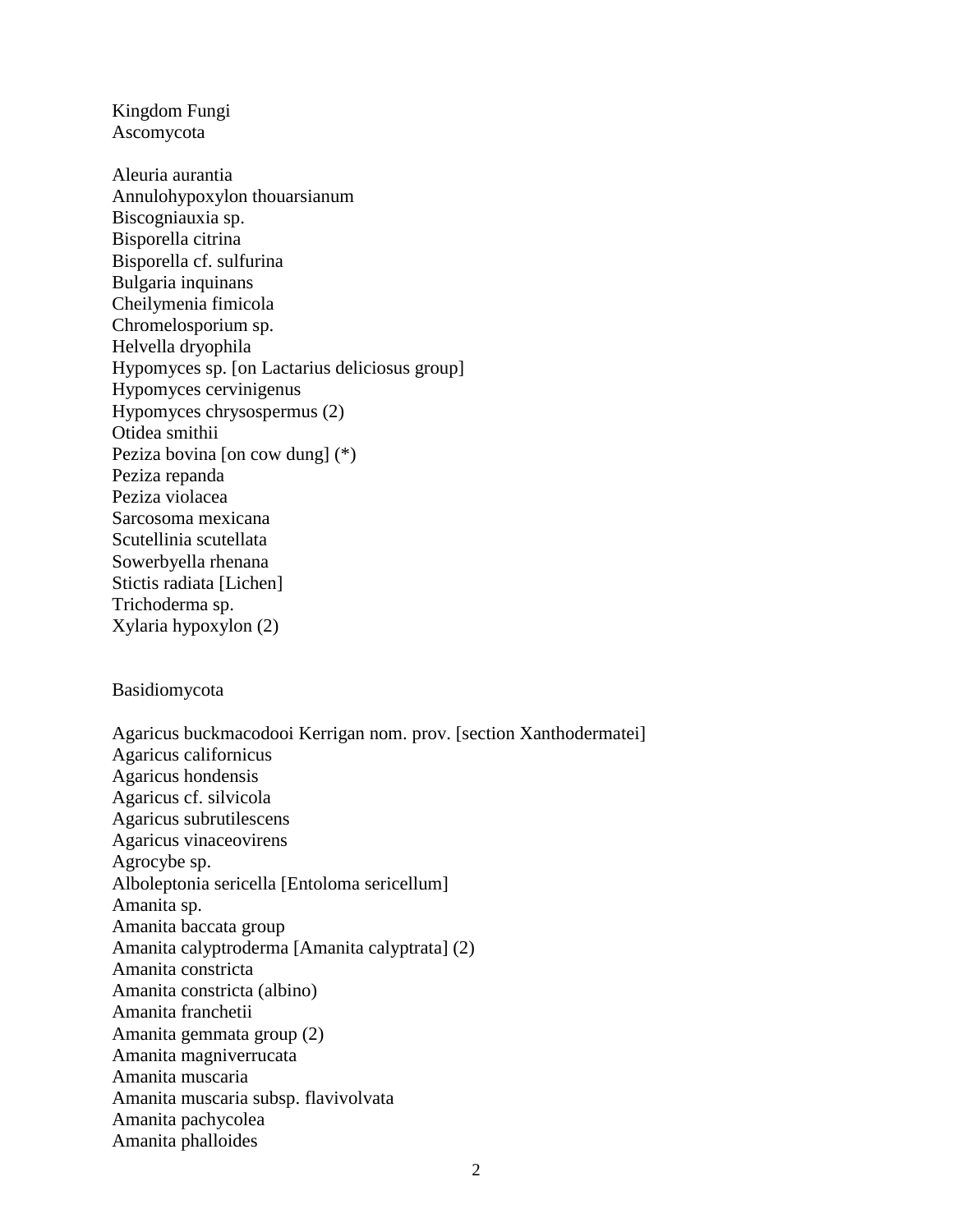Kingdom Fungi

Ascomycota

Aleuria aurantia
Annulohypoxylon thouarsianum
Biscogniauxia sp.
Bisporella citrina
Bisporella cf. sulfurina
Bulgaria inquinans
Cheilymenia fimicola
Chromelosporium sp.
Helvella dryophila
Hypomyces sp. [on Lactarius deliciosus group]
Hypomyces cervinigenus
Hypomyces chrysospermus (2)
Otidea smithii
Peziza bovina [on cow dung] (*)
Peziza repanda
Peziza violacea
Sarcosoma mexicana
Scutellinia scutellata
Sowerbyella rhenana
Stictis radiata [Lichen]
Trichoderma sp.
Xylaria hypoxylon (2)

Basidiomycota

Agaricus buckmacodooi Kerrigan nom. prov. [section Xanthodermatei]
Agaricus californicus
Agaricus hondensis
Agaricus cf. silvicola
Agaricus subrutilescens
Agaricus vinaceovirens
Agrocybe sp.
Alboleptonia sericella [Entoloma sericellum]
Amanita sp.
Amanita baccata group
Amanita calyptroderma [Amanita calyptrata] (2)
Amanita constricta
Amanita constricta (albino)
Amanita franchetii
Amanita gemmata group (2)
Amanita magniverrucata
Amanita muscaria
Amanita muscaria subsp. flavivolvata
Amanita pachycolea
Amanita phalloides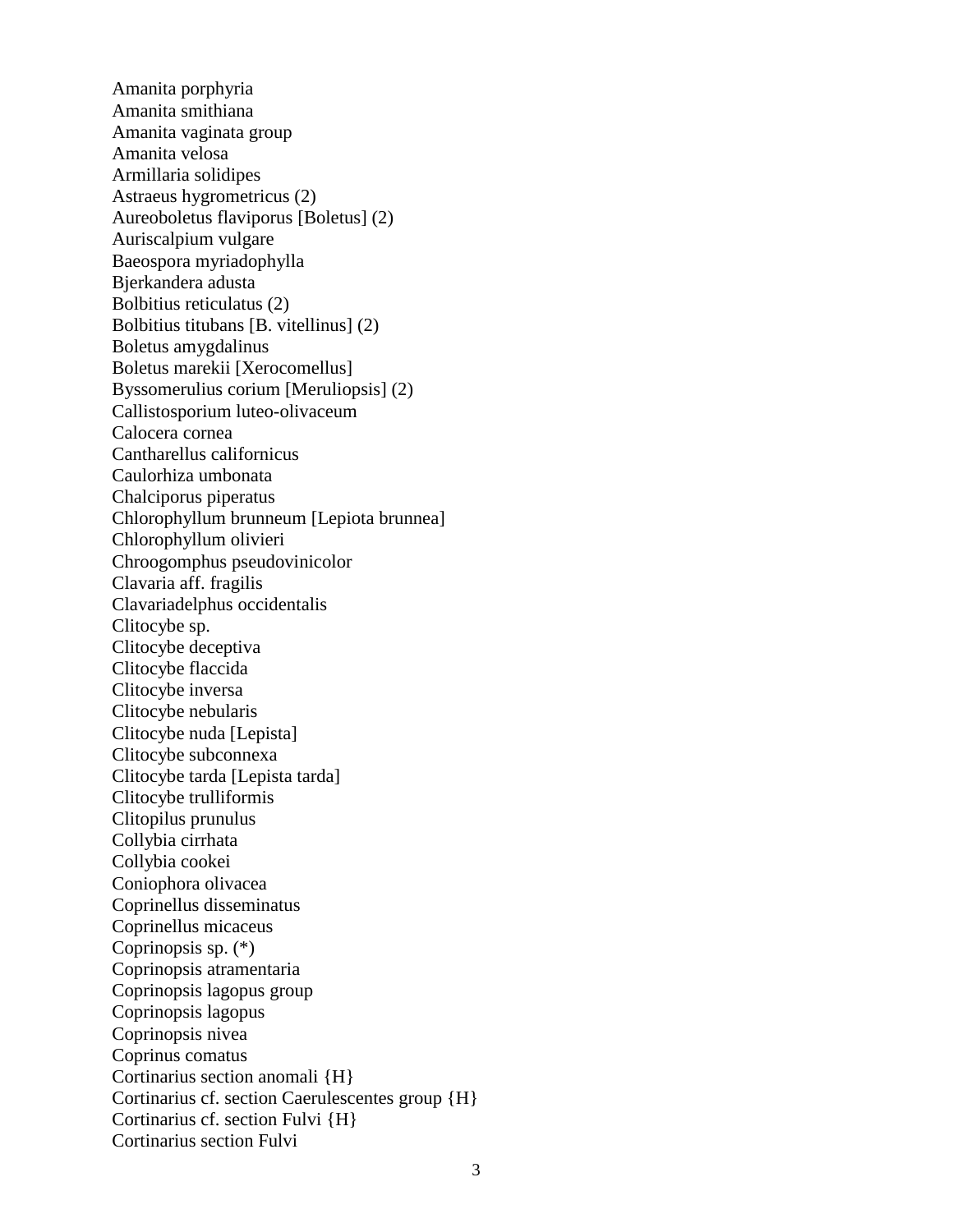Amanita porphyria
Amanita smithiana
Amanita vaginata group
Amanita velosa
Armillaria solidipes
Astraeus hygrometricus (2)
Aureoboletus flaviporus [Boletus] (2)
Auriscalpium vulgare
Baeospora myriadophylla
Bjerkandera adusta
Bolbitius reticulatus (2)
Bolbitius titubans [B. vitellinus] (2)
Boletus amygdalinus
Boletus marekii [Xerocomellus]
Byssomerulius corium [Meruliopsis] (2)
Callistosporium luteo-olivaceum
Calocera cornea
Cantharellus californicus
Caulorhiza umbonata
Chalciporus piperatus
Chlorophyllum brunneum [Lepiota brunnea]
Chlorophyllum olivieri
Chroogomphus pseudovinicolor
Clavaria aff. fragilis
Clavariadelphus occidentalis
Clitocybe sp.
Clitocybe deceptiva
Clitocybe flaccida
Clitocybe inversa
Clitocybe nebularis
Clitocybe nuda [Lepista]
Clitocybe subconnexa
Clitocybe tarda [Lepista tarda]
Clitocybe trulliformis
Clitopilus prunulus
Collybia cirrhata
Collybia cookei
Coniophora olivacea
Coprinellus disseminatus
Coprinellus micaceus
Coprinopsis sp. (*)
Coprinopsis atramentaria
Coprinopsis lagopus group
Coprinopsis lagopus
Coprinopsis nivea
Coprinus comatus
Cortinarius section anomali {H}
Cortinarius cf. section Caerulescentes group {H}
Cortinarius cf. section Fulvi {H}
Cortinarius section Fulvi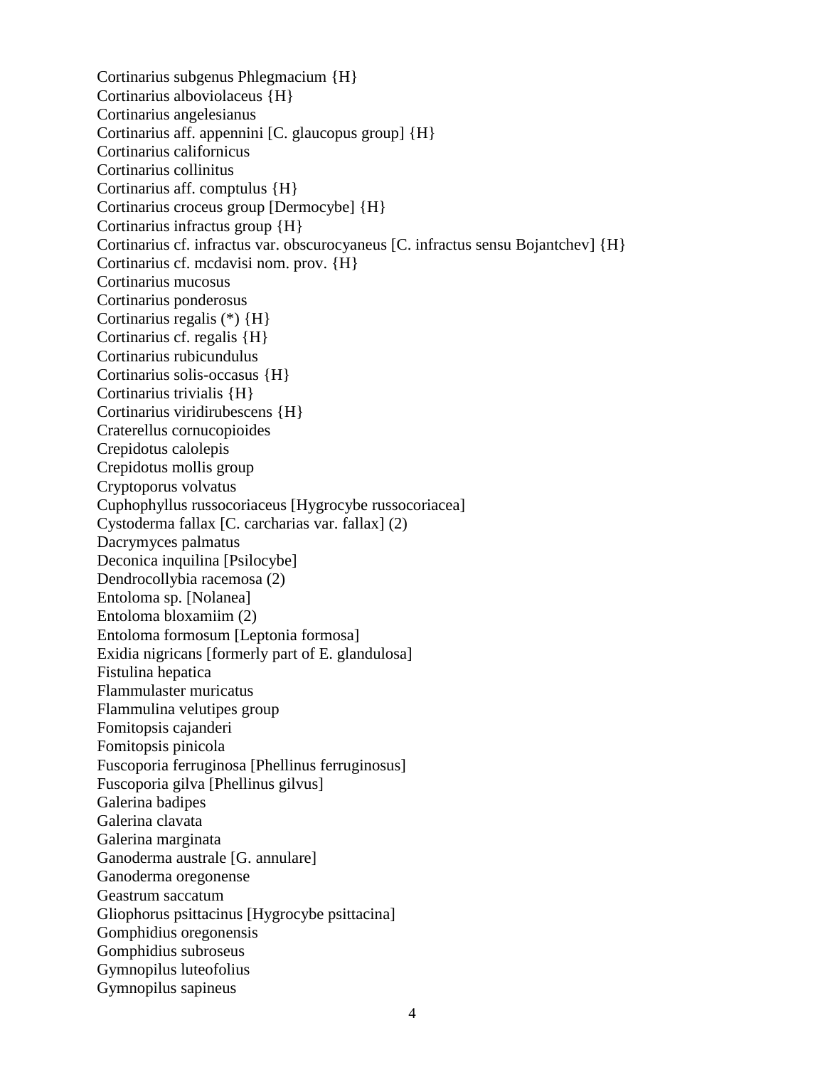Cortinarius subgenus Phlegmacium {H}
Cortinarius alboviolaceus {H}
Cortinarius angelesianus
Cortinarius aff. appennini [C. glaucopus group] {H}
Cortinarius californicus
Cortinarius collinitus
Cortinarius aff. comptulus {H}
Cortinarius croceus group [Dermocybe] {H}
Cortinarius infractus group {H}
Cortinarius cf. infractus var. obscurocyaneus [C. infractus sensu Bojantchev] {H}
Cortinarius cf. mcdavisi nom. prov. {H}
Cortinarius mucosus
Cortinarius ponderosus
Cortinarius regalis (*) {H}
Cortinarius cf. regalis {H}
Cortinarius rubicundulus
Cortinarius solis-occasus {H}
Cortinarius trivialis {H}
Cortinarius viridirubescens {H}
Craterellus cornucopioides
Crepidotus calolepis
Crepidotus mollis group
Cryptoporus volvatus
Cuphophyllus russocoriaceus [Hygrocybe russocoriacea]
Cystoderma fallax [C. carcharias var. fallax] (2)
Dacrymyces palmatus
Deconica inquilina [Psilocybe]
Dendrocollybia racemosa (2)
Entoloma sp. [Nolanea]
Entoloma bloxamiim (2)
Entoloma formosum [Leptonia formosa]
Exidia nigricans [formerly part of E. glandulosa]
Fistulina hepatica
Flammulaster muricatus
Flammulina velutipes group
Fomitopsis cajanderi
Fomitopsis pinicola
Fuscoporia ferruginosa [Phellinus ferruginosus]
Fuscoporia gilva [Phellinus gilvus]
Galerina badipes
Galerina clavata
Galerina marginata
Ganoderma australe [G. annulare]
Ganoderma oregonense
Geastrum saccatum
Gliophorus psittacinus [Hygrocybe psittacina]
Gomphidius oregonensis
Gomphidius subroseus
Gymnopilus luteofolius
Gymnopilus sapineus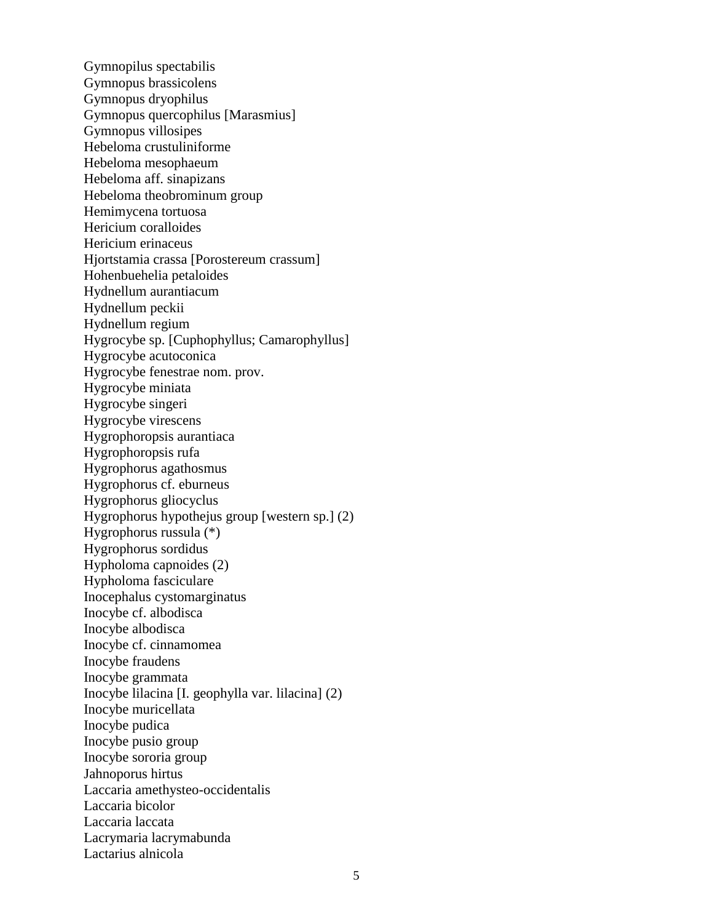Gymnopilus spectabilis
Gymnopus brassicolens
Gymnopus dryophilus
Gymnopus quercophilus [Marasmius]
Gymnopus villosipes
Hebeloma crustuliniforme
Hebeloma mesophaeum
Hebeloma aff. sinapizans
Hebeloma theobrominum group
Hemimycena tortuosa
Hericium coralloides
Hericium erinaceus
Hjortstamia crassa [Porostereum crassum]
Hohenbuehelia petaloides
Hydnellum aurantiacum
Hydnellum peckii
Hydnellum regium
Hygrocybe sp. [Cuphophyllus; Camarophyllus]
Hygrocybe acutoconica
Hygrocybe fenestrae nom. prov.
Hygrocybe miniata
Hygrocybe singeri
Hygrocybe virescens
Hygrophoropsis aurantiaca
Hygrophoropsis rufa
Hygrophorus agathosmus
Hygrophorus cf. eburneus
Hygrophorus gliocyclus
Hygrophorus hypothejus group [western sp.] (2)
Hygrophorus russula (*)
Hygrophorus sordidus
Hypholoma capnoides (2)
Hypholoma fasciculare
Inocephalus cystomarginatus
Inocybe cf. albodisca
Inocybe albodisca
Inocybe cf. cinnamomea
Inocybe fraudens
Inocybe grammata
Inocybe lilacina [I. geophylla var. lilacina] (2)
Inocybe muricellata
Inocybe pudica
Inocybe pusio group
Inocybe sororia group
Jahnoporus hirtus
Laccaria amethysteo-occidentalis
Laccaria bicolor
Laccaria laccata
Lacrymaria lacrymabunda
Lactarius alnicola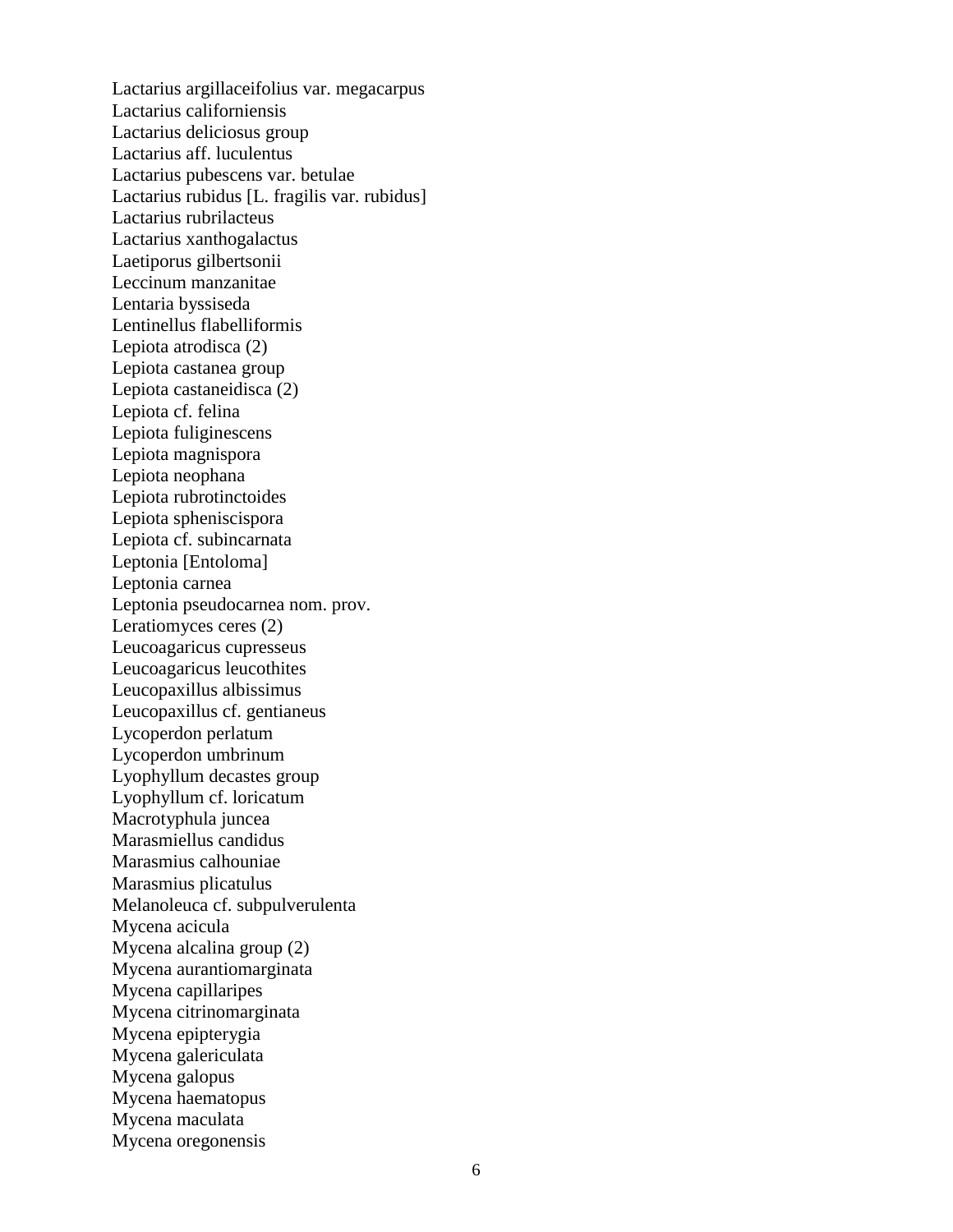Lactarius argillaceifolius var. megacarpus
Lactarius californiensis
Lactarius deliciosus group
Lactarius aff. luculentus
Lactarius pubescens var. betulae
Lactarius rubidus [L. fragilis var. rubidus]
Lactarius rubrilacteus
Lactarius xanthogalactus
Laetiporus gilbertsonii
Leccinum manzanitae
Lentaria byssiseda
Lentinellus flabelliformis
Lepiota atrodisca (2)
Lepiota castanea group
Lepiota castaneidisca (2)
Lepiota cf. felina
Lepiota fuliginescens
Lepiota magnispora
Lepiota neophana
Lepiota rubrotinctoides
Lepiota spheniscispora
Lepiota cf. subincarnata
Leptonia [Entoloma]
Leptonia carnea
Leptonia pseudocarnea nom. prov.
Leratiomyces ceres (2)
Leucoagaricus cupresseus
Leucoagaricus leucothites
Leucopaxillus albissimus
Leucopaxillus cf. gentianeus
Lycoperdon perlatum
Lycoperdon umbrinum
Lyophyllum decastes group
Lyophyllum cf. loricatum
Macrotyphula juncea
Marasmiellus candidus
Marasmius calhouniae
Marasmius plicatulus
Melanoleuca cf. subpulverulenta
Mycena acicula
Mycena alcalina group (2)
Mycena aurantiomarginata
Mycena capillaripes
Mycena citrinomarginata
Mycena epipterygia
Mycena galericulata
Mycena galopus
Mycena haematopus
Mycena maculata
Mycena oregonensis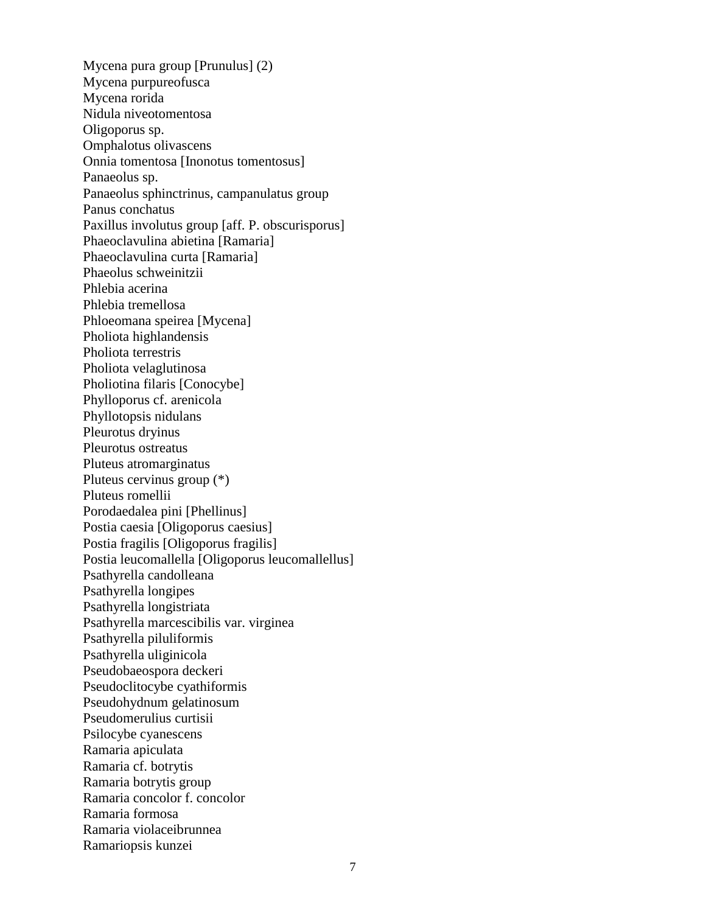Mycena pura group [Prunulus] (2)
Mycena purpureofusca
Mycena rorida
Nidula niveotomentosa
Oligoporus sp.
Omphalotus olivascens
Onnia tomentosa [Inonotus tomentosus]
Panaeolus sp.
Panaeolus sphinctrinus, campanulatus group
Panus conchatus
Paxillus involutus group [aff. P. obscurisporus]
Phaeoclavulina abietina [Ramaria]
Phaeoclavulina curta [Ramaria]
Phaeolus schweinitzii
Phlebia acerina
Phlebia tremellosa
Phloeomana speirea [Mycena]
Pholiota highlandensis
Pholiota terrestris
Pholiota velaglutinosa
Pholiotina filaris [Conocybe]
Phylloporus cf. arenicola
Phyllotopsis nidulans
Pleurotus dryinus
Pleurotus ostreatus
Pluteus atromarginatus
Pluteus cervinus group (*)
Pluteus romellii
Porodaedalea pini [Phellinus]
Postia caesia [Oligoporus caesius]
Postia fragilis [Oligoporus fragilis]
Postia leucomallella [Oligoporus leucomallellus]
Psathyrella candolleana
Psathyrella longipes
Psathyrella longistriata
Psathyrella marcescibilis var. virginea
Psathyrella piluliformis
Psathyrella uliginicola
Pseudobaeospora deckeri
Pseudoclitocybe cyathiformis
Pseudohydnum gelatinosum
Pseudomerulius curtisii
Psilocybe cyanescens
Ramaria apiculata
Ramaria cf. botrytis
Ramaria botrytis group
Ramaria concolor f. concolor
Ramaria formosa
Ramaria violaceibrunnea
Ramariopsis kunzei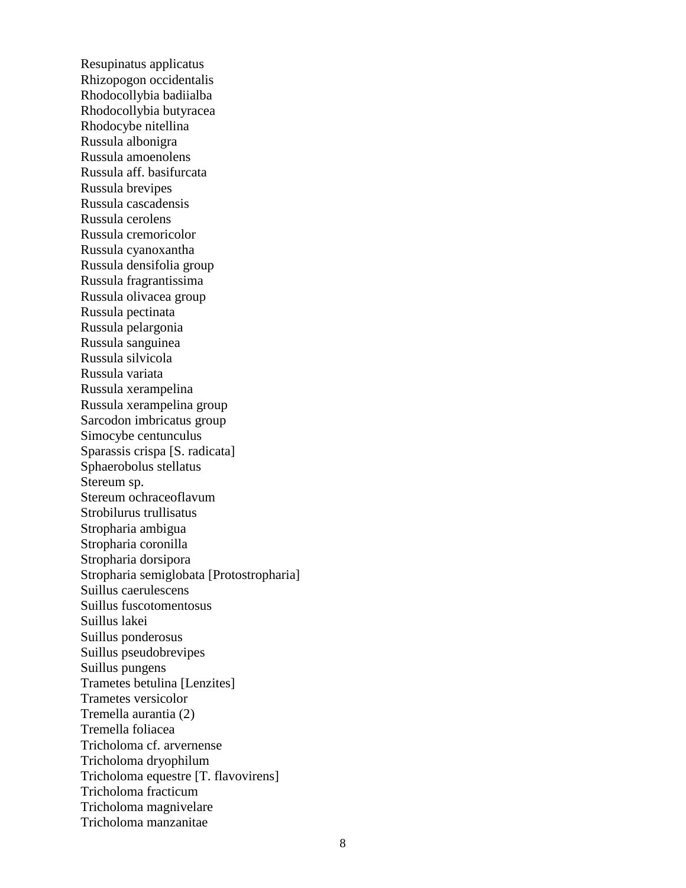Resupinatus applicatus
Rhizopogon occidentalis
Rhodocollybia badiialba
Rhodocollybia butyracea
Rhodocybe nitellina
Russula albonigra
Russula amoenolens
Russula aff. basifurcata
Russula brevipes
Russula cascadensis
Russula cerolens
Russula cremoricolor
Russula cyanoxantha
Russula densifolia group
Russula fragrantissima
Russula olivacea group
Russula pectinata
Russula pelargonia
Russula sanguinea
Russula silvicola
Russula variata
Russula xerampelina
Russula xerampelina group
Sarcodon imbricatus group
Simocybe centunculus
Sparassis crispa [S. radicata]
Sphaerobolus stellatus
Stereum sp.
Stereum ochraceoflavum
Strobilurus trullisatus
Stropharia ambigua
Stropharia coronilla
Stropharia dorsipora
Stropharia semiglobata [Protostropharia]
Suillus caerulescens
Suillus fuscotomentosus
Suillus lakei
Suillus ponderosus
Suillus pseudobrevipes
Suillus pungens
Trametes betulina [Lenzites]
Trametes versicolor
Tremella aurantia (2)
Tremella foliacea
Tricholoma cf. arvernense
Tricholoma dryophilum
Tricholoma equestre [T. flavovirens]
Tricholoma fracticum
Tricholoma magnivelare
Tricholoma manzanitae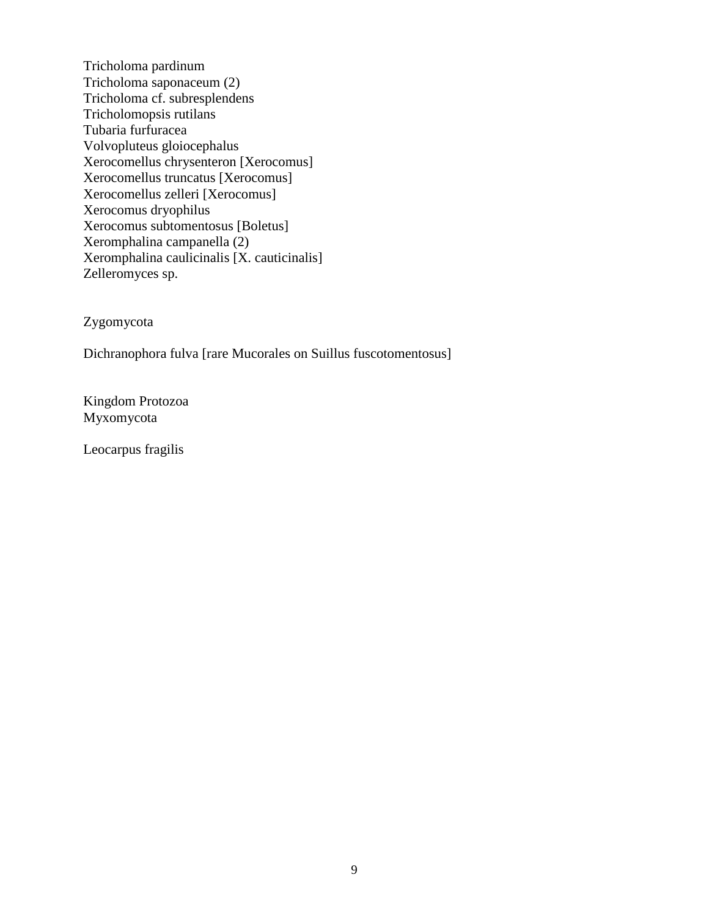Tricholoma pardinum
Tricholoma saponaceum (2)
Tricholoma cf. subresplendens
Tricholomopsis rutilans
Tubaria furfuracea
Volvopluteus gloiocephalus
Xerocomellus chrysenteron [Xerocomus]
Xerocomellus truncatus [Xerocomus]
Xerocomellus zelleri [Xerocomus]
Xerocomus dryophilus
Xerocomus subtomentosus [Boletus]
Xeromphalina campanella (2)
Xeromphalina caulicinalis [X. cauticinalis]
Zelleromyces sp.

Zygomycota

Dichranophora fulva [rare Mucorales on Suillus fuscotomentosus]

Kingdom Protozoa
Myxomycota

Leocarpus fragilis